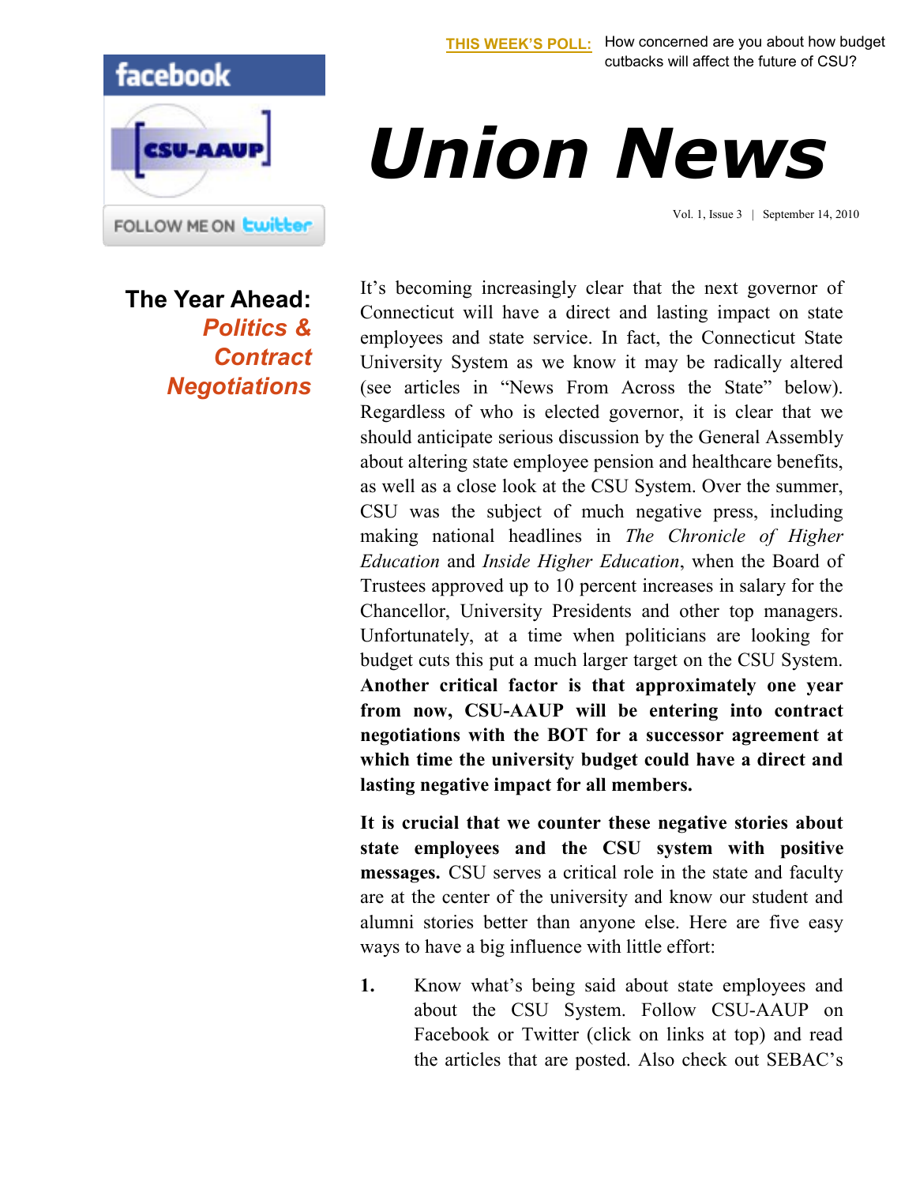**THIS WEEK'S POLL:** How concerned are you about how budget cutbacks will affect the future of CSU?

# Union News

Vol. 1, Issue 3 | September 14, 2010

## The Year Ahead: *Politics & Contract Negotiations*

It's becoming increasingly clear that the next governor of Connecticut will have a direct and lasting impact on state employees and state service. In fact, the Connecticut State University System as we know it may be radically altered (see articles in "News From Across the State" below). Regardless of who is elected governor, it is clear that we should anticipate serious discussion by the General Assembly about altering state employee pension and healthcare benefits, as well as a close look at the CSU System. Over the summer, CSU was the subject of much negative press, including making national headlines in *The Chronicle of Higher Education* and *Inside Higher Education*, when the Board of Trustees approved up to 10 percent increases in salary for the Chancellor, University Presidents and other top managers. Unfortunately, at a time when politicians are looking for budget cuts this put a much larger target on the CSU System. **Another critical factor is that approximately one year from now, CSU-AAUP will be entering into contract negotiations with the BOT for a successor agreement at which time the university budget could have a direct and lasting negative impact for all members.**

**It is crucial that we counter these negative stories about state employees and the CSU system with positive messages.** CSU serves a critical role in the state and faculty are at the center of the university and know our student and alumni stories better than anyone else. Here are five easy ways to have a big influence with little effort:

1. Know what's being said about state employees and about the CSU System. Follow CSU-AAUP on Facebook or Twitter (click on links at top) and read the articles that are posted. Also check out SEBAC's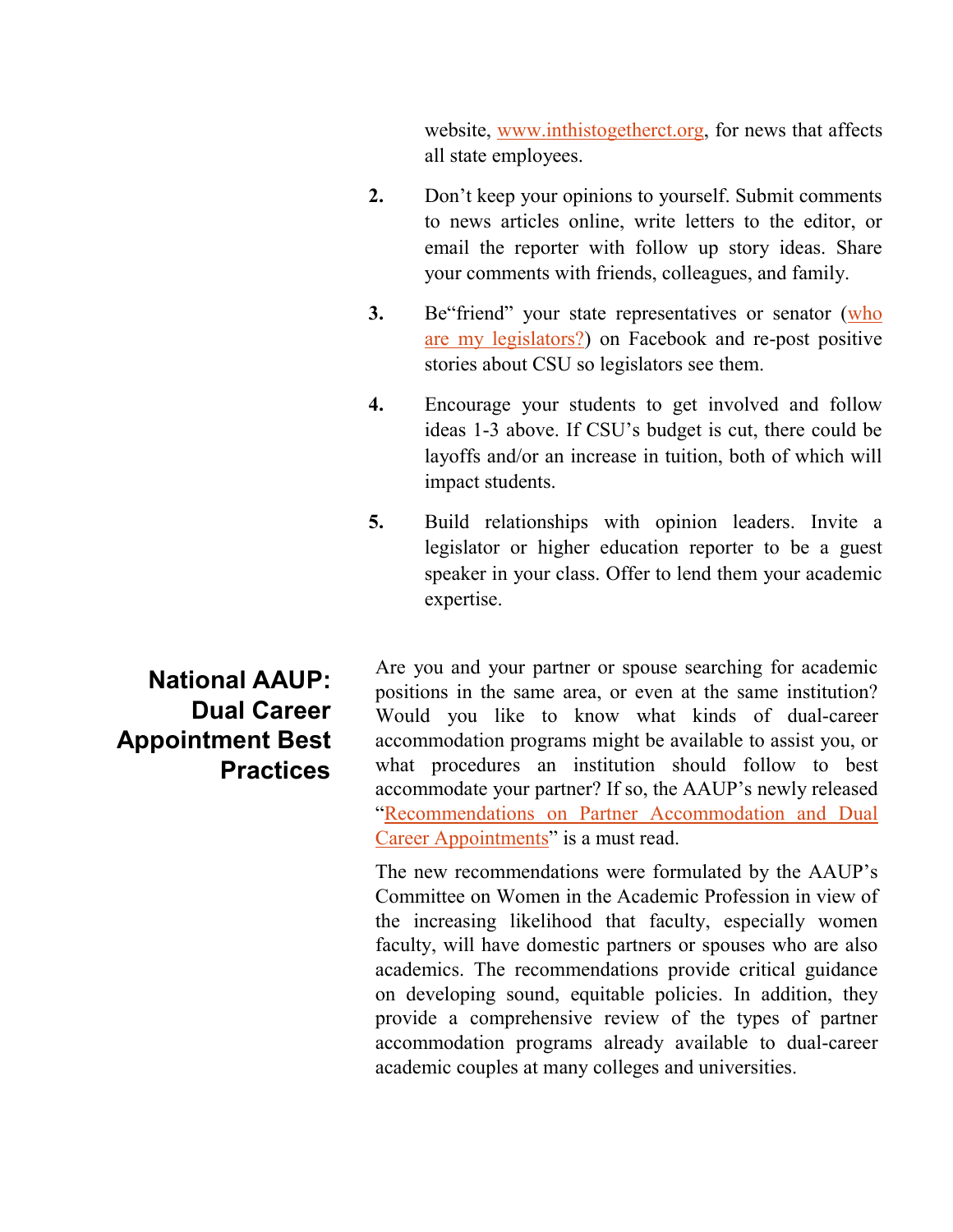website, www.inthistogetherct.org, for news that affects all state employees.

2. Don't keep your opinions to yourself. Submit comments to news articles online, write letters to the editor, or email the reporter with follow up story ideas. Share your comments with friends, colleagues, and family.

3. Be"friend" your state representatives or senator (who are my legislators?) on Facebook and re-post positive stories about CSU so legislators see them.

4. Encourage your students to get involved and follow ideas 1-3 above. If CSU's budget is cut, there could be layoffs and/or an increase in tuition, both of which will impact students.

5. Build relationships with opinion leaders. Invite a legislator or higher education reporter to be a guest speaker in your class. Offer to lend them your academic expertise.

## National AAUP: Dual Career Appointment Best Practices

Are you and your partner or spouse searching for academic positions in the same area, or even at the same institution? Would you like to know what kinds of dual-career accommodation programs might be available to assist you, or what procedures an institution should follow to best accommodate your partner? If so, the AAUP's newly released "Recommendations on Partner Accommodation and Dual Career Appointments" is a must read.

The new recommendations were formulated by the AAUP's Committee on Women in the Academic Profession in view of the increasing likelihood that faculty, especially women faculty, will have domestic partners or spouses who are also academics. The recommendations provide critical guidance on developing sound, equitable policies. In addition, they provide a comprehensive review of the types of partner accommodation programs already available to dual-career academic couples at many colleges and universities.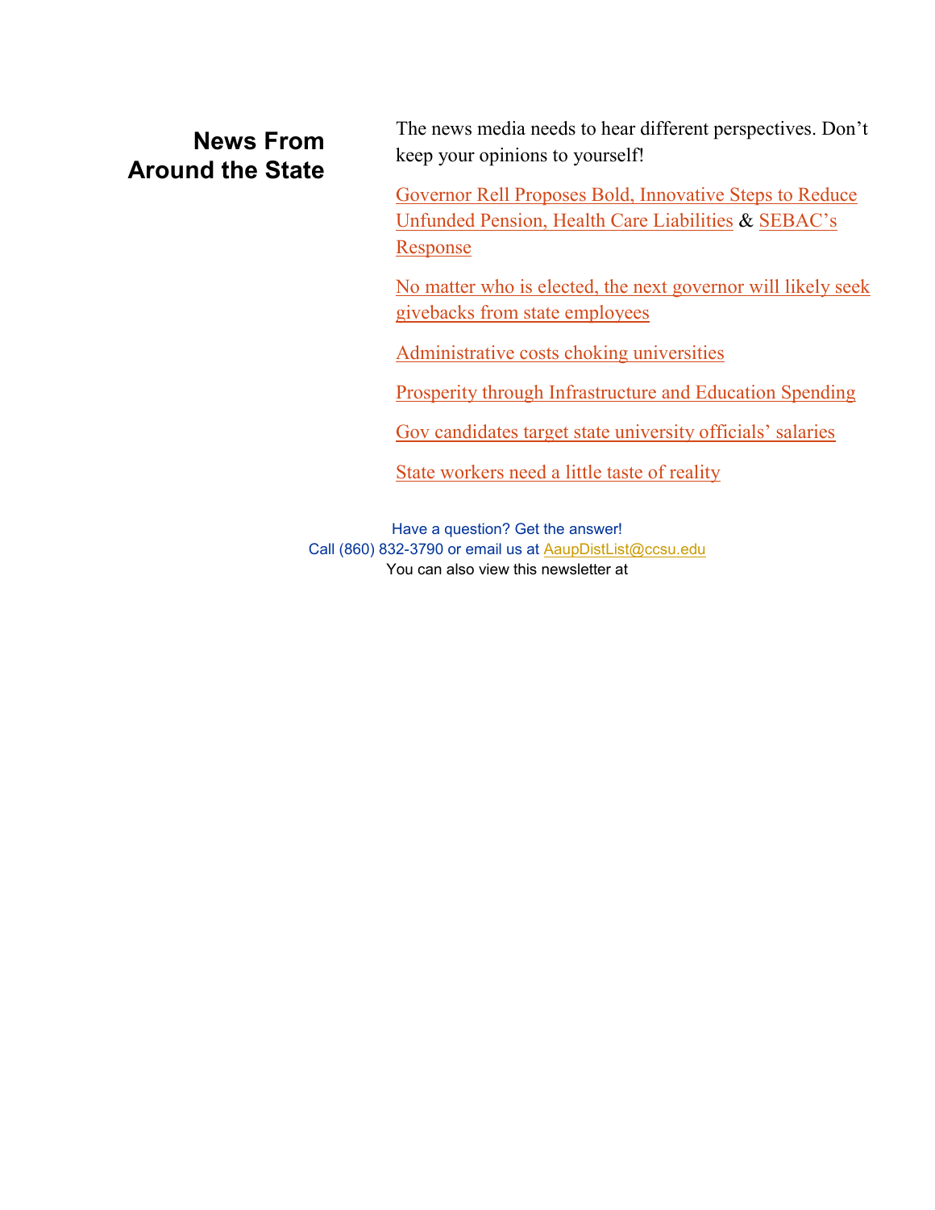## News From Around the State

The news media needs to hear different perspectives. Don't keep your opinions to yourself!

Governor Rell Proposes Bold, Innovative Steps to Reduce Unfunded Pension, Health Care Liabilities & SEBAC's Response

No matter who is elected, the next governor will likely seek givebacks from state employees

Administrative costs choking universities

Prosperity through Infrastructure and Education Spending

Gov candidates target state university officials' salaries

State workers need a little taste of reality

Have a question? Get the answer!
Call (860) 832-3790 or email us at AaupDistList@ccsu.edu
You can also view this newsletter at